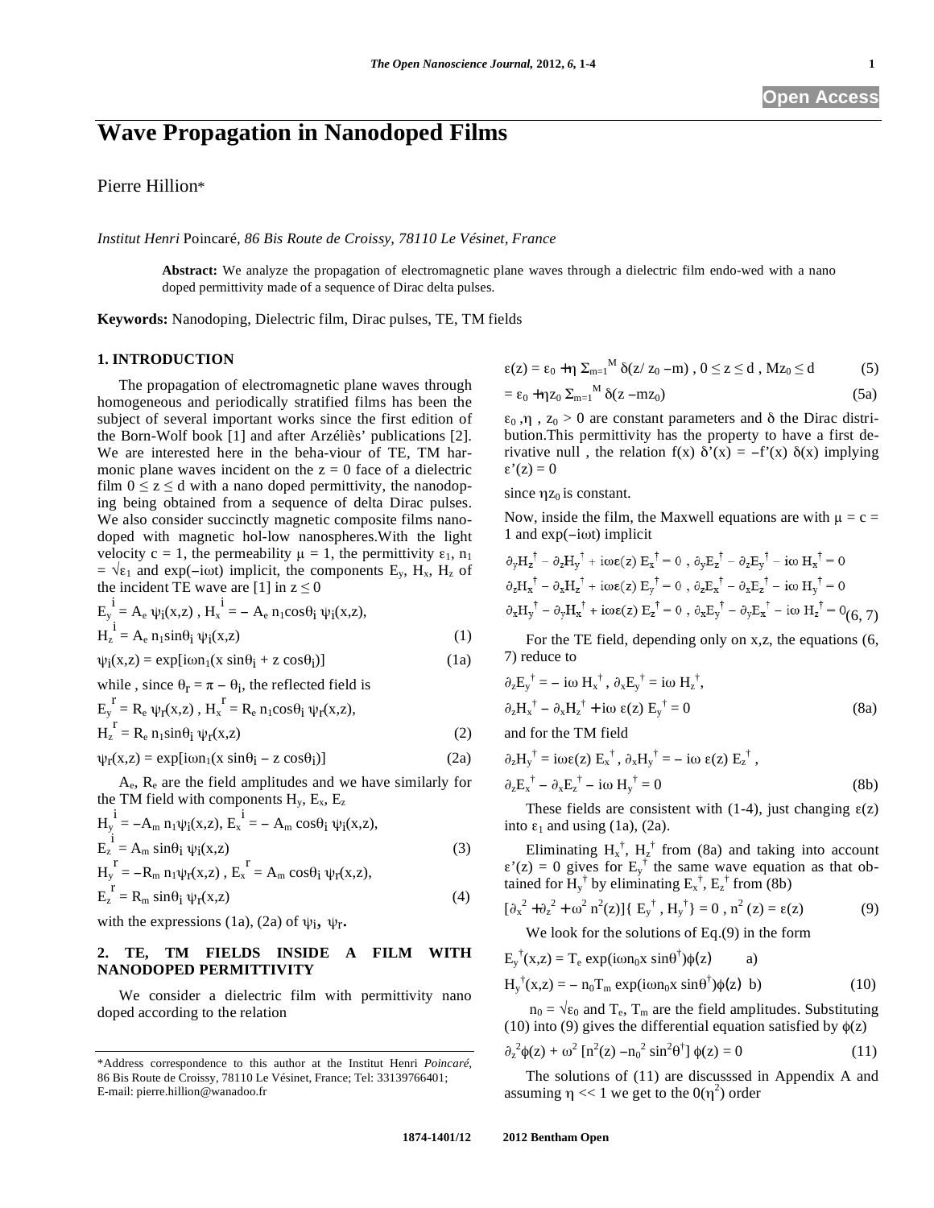# Wave Propagation in Nanodoped Films

Pierre Hillion*

*Institut Henri* Poincaré*, 86 Bis Route de Croissy, 78110 Le Vésinet, France*

**Abstract:** We analyze the propagation of electromagnetic plane waves through a dielectric film endo-wed with a nano doped permittivity made of a sequence of Dirac delta pulses.

**Keywords:** Nanodoping, Dielectric film, Dirac pulses, TE, TM fields

## 1. INTRODUCTION

The propagation of electromagnetic plane waves through homogeneous and periodically stratified films has been the subject of several important works since the first edition of the Born-Wolf book [1] and after Arzéliès' publications [2]. We are interested here in the beha-viour of TE, TM harmonic plane waves incident on the $z = 0$ face of a dielectric film $0 \leq z \leq d$ with a nano doped permittivity, the nanodoping being obtained from a sequence of delta Dirac pulses. We also consider succinctly magnetic composite films nano-doped with magnetic hol-low nanospheres.With the light velocity $c = 1$, the permeability $\mu = 1$, the permittivity $\varepsilon_1$, $n_1 = \sqrt{\varepsilon_1}$ and $\exp(-i\omega t)$ implicit, the components $E_y$, $H_x$, $H_z$ of the incident TE wave are [1] in $z \leq 0$

$$E_y^{\,i} = A_e\,\psi_i(x,z)\,,\; H_x^{\,i} = -\,A_e\,n_1\cos\theta_i\,\psi_i(x,z),$$
$$H_z^{\,i} = A_e\,n_1\sin\theta_i\,\psi_i(x,z) \tag{1}$$

$$\psi_i(x,z) = \exp[i\omega n_1(x\sin\theta_i + z\cos\theta_i)] \tag{1a}$$

while , since $\theta_r = \pi - \theta_i$, the reflected field is

$$E_y^{\,r} = R_e\,\psi_r(x,z)\,,\; H_x^{\,r} = R_e\,n_1\cos\theta_i\,\psi_r(x,z),$$
$$H_z^{\,r} = R_e\,n_1\sin\theta_i\,\psi_r(x,z) \tag{2}$$

$$\psi_r(x,z) = \exp[i\omega n_1(x\sin\theta_i - z\cos\theta_i)] \tag{2a}$$

$A_e$, $R_e$ are the field amplitudes and we have similarly for the TM field with components $H_y$, $E_x$, $E_z$

$$H_y^{\,i} = -A_m\,n_1\psi_i(x,z),\; E_x^{\,i} = -\,A_m\cos\theta_i\,\psi_i(x,z),$$
$$E_z^{\,i} = A_m\sin\theta_i\,\psi_i(x,z) \tag{3}$$

$$H_y^{\,r} = -R_m\,n_1\psi_r(x,z)\,,\; E_x^{\,r} = A_m\cos\theta_i\,\psi_r(x,z),$$
$$E_z^{\,r} = R_m\sin\theta_i\,\psi_r(x,z) \tag{4}$$

with the expressions (1a), (2a) of $\psi_i$, $\psi_r$.

## 2. TE, TM FIELDS INSIDE A FILM WITH NANODOPED PERMITTIVITY

We consider a dielectric film with permittivity nano doped according to the relation

$$\varepsilon(z) = \varepsilon_0 + \eta\,\Sigma_{m=1}^{M}\,\delta(z/z_0 - m)\,,\; 0 \leq z \leq d\,,\; Mz_0 \leq d \tag{5}$$

$$= \varepsilon_0 + \eta z_0\,\Sigma_{m=1}^{M}\,\delta(z - mz_0) \tag{5a}$$

$\varepsilon_0$ ,$\eta$ , $z_0 > 0$ are constant parameters and $\delta$ the Dirac distribution.This permittivity has the property to have a first derivative null , the relation $f(x)\,\delta'(x) = -f'(x)\,\delta(x)$ implying $\varepsilon'(z) = 0$

since $\eta z_0$ is constant.

Now, inside the film, the Maxwell equations are with $\mu = c = 1$ and $\exp(-i\omega t)$ implicit

$$\partial_y H_z^{\dagger} - \partial_z H_y^{\dagger} + i\omega\varepsilon(z)\,E_x^{\dagger} = 0\,,\; \partial_y E_z^{\dagger} - \partial_z E_y^{\dagger} - i\omega\,H_x^{\dagger} = 0$$
$$\partial_z H_x^{\dagger} - \partial_x H_z^{\dagger} + i\omega\varepsilon(z)\,E_y^{\dagger} = 0\,,\; \partial_z E_x^{\dagger} - \partial_x E_z^{\dagger} - i\omega\,H_y^{\dagger} = 0$$
$$\partial_x H_y^{\dagger} - \partial_y H_x^{\dagger} + i\omega\varepsilon(z)\,E_z^{\dagger} = 0\,,\; \partial_x E_y^{\dagger} - \partial_y E_x^{\dagger} - i\omega\,H_z^{\dagger} = 0 \tag{6, 7}$$

For the TE field, depending only on x,z, the equations (6, 7) reduce to

$$\partial_z E_y^{\dagger} = -\,i\omega\,H_x^{\dagger}\,,\; \partial_x E_y^{\dagger} = i\omega\,H_z^{\dagger},$$
$$\partial_z H_x^{\dagger} - \partial_x H_z^{\dagger} + i\omega\,\varepsilon(z)\,E_y^{\dagger} = 0 \tag{8a}$$

and for the TM field

$$\partial_z H_y^{\dagger} = i\omega\varepsilon(z)\,E_x^{\dagger}\,,\; \partial_x H_y^{\dagger} = -\,i\omega\,\varepsilon(z)\,E_z^{\dagger}\,,$$
$$\partial_z E_x^{\dagger} - \partial_x E_z^{\dagger} - i\omega\,H_y^{\dagger} = 0 \tag{8b}$$

These fields are consistent with (1-4), just changing $\varepsilon(z)$ into $\varepsilon_1$ and using (1a), (2a).

Eliminating $H_x^{\dagger}$, $H_z^{\dagger}$ from (8a) and taking into account $\varepsilon'(z) = 0$ gives for $E_y^{\dagger}$ the same wave equation as that obtained for $H_y^{\dagger}$ by eliminating $E_x^{\dagger}$, $E_z^{\dagger}$ from (8b)

$$[\partial_x^{\,2} + \partial_z^{\,2} + \omega^2\,n^2(z)]\{\,E_y^{\dagger}\,,\,H_y^{\dagger}\} = 0\,,\; n^2(z) = \varepsilon(z) \tag{9}$$

We look for the solutions of Eq.(9) in the form

$$E_y^{\dagger}(x,z) = T_e\exp(i\omega n_0 x\sin\theta^{\dagger})\phi(z) \qquad a)$$
$$H_y^{\dagger}(x,z) = -\,n_0 T_m\exp(i\omega n_0 x\sin\theta^{\dagger})\phi(z) \quad b) \tag{10}$$

$n_0 = \sqrt{\varepsilon_0}$ and $T_e$, $T_m$ are the field amplitudes. Substituting (10) into (9) gives the differential equation satisfied by $\phi(z)$

$$\partial_z^{\,2}\phi(z) + \omega^2\,[n^2(z) - n_0^{\,2}\sin^2\theta^{\dagger}]\,\phi(z) = 0 \tag{11}$$

The solutions of (11) are discusssed in Appendix A and assuming $\eta \ll 1$ we get to the $0(\eta^2)$ order

\*Address correspondence to this author at the Institut Henri *Poincaré*, 86 Bis Route de Croissy, 78110 Le Vésinet, France; Tel: 33139766401; E-mail: pierre.hillion@wanadoo.fr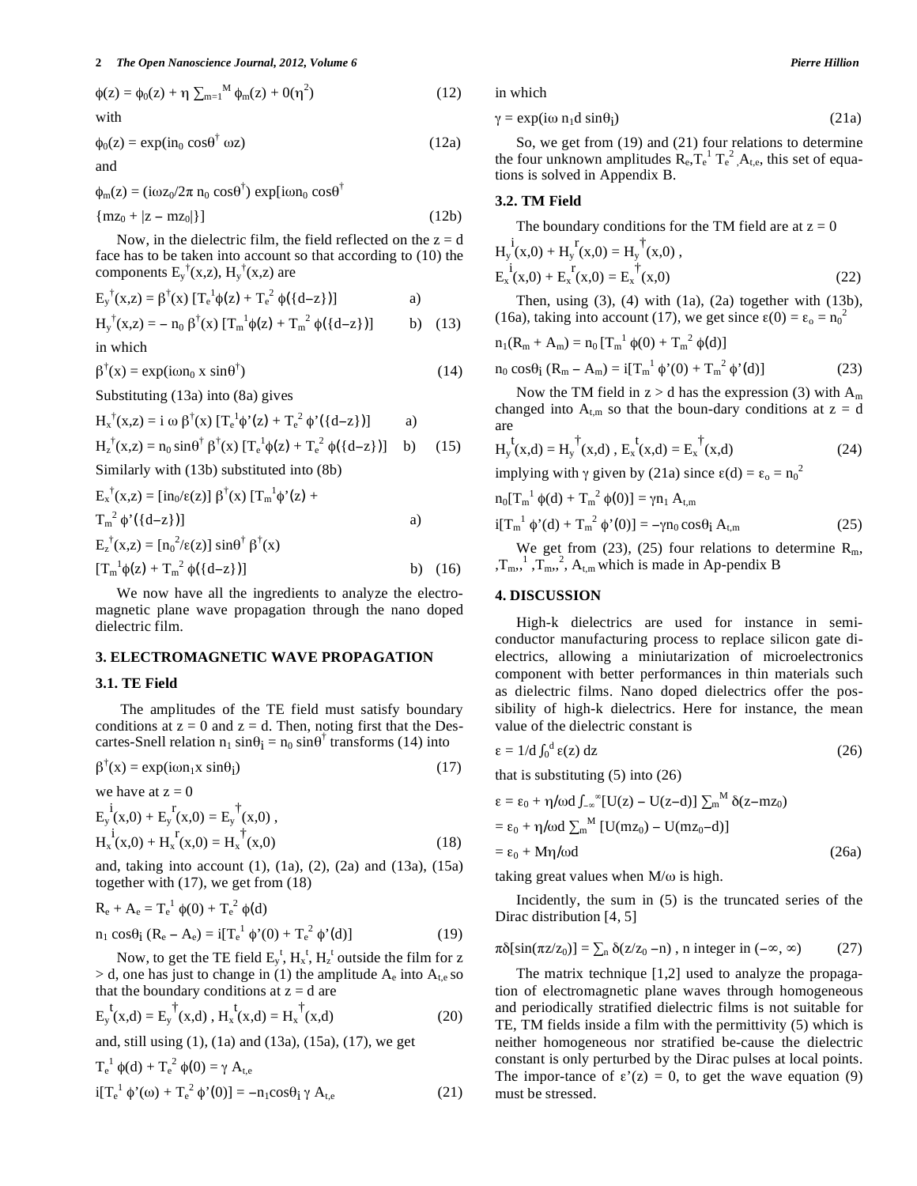$$\phi(z) = \phi_0(z) + \eta \sum_{m=1}^{M} \phi_m(z) + 0(\eta^2) \qquad (12)$$

with

$$\phi_0(z) = \exp(in_0 \cos\theta^\dagger \omega z) \qquad (12a)$$

and

$$\phi_m(z) = (i\omega z_0/2\pi\, n_0 \cos\theta^\dagger) \exp[i\omega n_0 \cos\theta^\dagger \{mz_0 + |z - mz_0|\}] \qquad (12b)$$

Now, in the dielectric film, the field reflected on the z = d face has to be taken into account so that according to (10) the components $E_y^\dagger(x,z)$, $H_y^\dagger(x,z)$ are

$$E_y^\dagger(x,z) = \beta^\dagger(x)\, [T_e^1\phi(z) + T_e^2\, \phi(\{d-z\})] \qquad a)$$

$$H_y^\dagger(x,z) = -\, n_0\, \beta^\dagger(x)\, [T_m^1\phi(z) + T_m^2\, \phi(\{d-z\})] \qquad b) \quad (13)$$

in which

$$\beta^\dagger(x) = \exp(i\omega n_0\, x \sin\theta^\dagger) \qquad (14)$$

Substituting (13a) into (8a) gives

$$H_x^\dagger(x,z) = i\, \omega\, \beta^\dagger(x)\, [T_e^1\phi'(z) + T_e^2\, \phi'(\{d-z\})] \qquad a)$$

$$H_z^\dagger(x,z) = n_0 \sin\theta^\dagger\, \beta^\dagger(x)\, [T_e^1\phi(z) + T_e^2\, \phi(\{d-z\})] \qquad b) \quad (15)$$

Similarly with (13b) substituted into (8b)

$$E_x^\dagger(x,z) = [in_0/\varepsilon(z)]\, \beta^\dagger(x)\, [T_m^1\phi'(z) + T_m^2\, \phi'(\{d-z\})] \qquad a)$$

$$E_z^\dagger(x,z) = [n_0^2/\varepsilon(z)] \sin\theta^\dagger\, \beta^\dagger(x)\, [T_m^1\phi(z) + T_m^2\, \phi(\{d-z\})] \qquad b) \quad (16)$$

We now have all the ingredients to analyze the electromagnetic plane wave propagation through the nano doped dielectric film.

## 3. ELECTROMAGNETIC WAVE PROPAGATION

### 3.1. TE Field

The amplitudes of the TE field must satisfy boundary conditions at z = 0 and z = d. Then, noting first that the Descartes-Snell relation $n_1 \sin\theta_i = n_0 \sin\theta^\dagger$ transforms (14) into

$$\beta^\dagger(x) = \exp(i\omega n_1 x \sin\theta_i) \qquad (17)$$

we have at z = 0

$$E_y^i(x,0) + E_y^r(x,0) = E_y^\dagger(x,0)\,,$$
$$H_x^i(x,0) + H_x^r(x,0) = H_x^\dagger(x,0) \qquad (18)$$

and, taking into account (1), (1a), (2), (2a) and (13a), (15a) together with (17), we get from (18)

$$R_e + A_e = T_e^1\, \phi(0) + T_e^2\, \phi(d)$$
$$n_1 \cos\theta_i\, (R_e - A_e) = i[T_e^1\, \phi'(0) + T_e^2\, \phi'(d)] \qquad (19)$$

Now, to get the TE field $E_y^t$, $H_x^t$, $H_z^t$ outside the film for z > d, one has just to change in (1) the amplitude $A_e$ into $A_{t,e}$ so that the boundary conditions at z = d are

$$E_y^t(x,d) = E_y^\dagger(x,d)\,,\; H_x^t(x,d) = H_x^\dagger(x,d) \qquad (20)$$

and, still using (1), (1a) and (13a), (15a), (17), we get

$$T_e^1\, \phi(d) + T_e^2\, \phi(0) = \gamma\, A_{t,e}$$
$$i[T_e^1\, \phi'(\omega) + T_e^2\, \phi'(0)] = -n_1\cos\theta_i\, \gamma\, A_{t,e} \qquad (21)$$

in which

$$\gamma = \exp(i\omega\, n_1 d \sin\theta_i) \qquad (21a)$$

So, we get from (19) and (21) four relations to determine the four unknown amplitudes $R_e, T_e^1\, T_e^2, A_{t,e}$, this set of equations is solved in Appendix B.

### 3.2. TM Field

The boundary conditions for the TM field are at z = 0

$$H_y^i(x,0) + H_y^r(x,0) = H_y^\dagger(x,0)\,,$$
$$E_x^i(x,0) + E_x^r(x,0) = E_x^\dagger(x,0) \qquad (22)$$

Then, using (3), (4) with (1a), (2a) together with (13b), (16a), taking into account (17), we get since $\varepsilon(0) = \varepsilon_o = n_0^2$

$$n_1(R_m + A_m) = n_0\, [T_m^1\, \phi(0) + T_m^2\, \phi(d)]$$
$$n_0 \cos\theta_i\, (R_m - A_m) = i[T_m^1\, \phi'(0) + T_m^2\, \phi'(d)] \qquad (23)$$

Now the TM field in z > d has the expression (3) with $A_m$ changed into $A_{t,m}$ so that the boun-dary conditions at z = d are

$$H_y^t(x,d) = H_y^\dagger(x,d)\,,\; E_x^t(x,d) = E_x^\dagger(x,d) \qquad (24)$$

implying with γ given by (21a) since $\varepsilon(d) = \varepsilon_o = n_0^2$

$$n_0[T_m^1\, \phi(d) + T_m^2\, \phi(0)] = \gamma n_1\, A_{t,m}$$
$$i[T_m^1\, \phi'(d) + T_m^2\, \phi'(0)] = -\gamma n_0 \cos\theta_i\, A_{t,m} \qquad (25)$$

We get from (23), (25) four relations to determine $R_m$, $,T_m,^1$ $,T_m,^2$, $A_{t,m}$ which is made in Ap-pendix B

## 4. DISCUSSION

High-k dielectrics are used for instance in semiconductor manufacturing process to replace silicon gate dielectrics, allowing a miniutarization of microelectronics component with better performances in thin materials such as dielectric films. Nano doped dielectrics offer the possibility of high-k dielectrics. Here for instance, the mean value of the dielectric constant is

$$\varepsilon = 1/d \int_0^d \varepsilon(z)\, dz \qquad (26)$$

that is substituting (5) into (26)

$$\varepsilon = \varepsilon_0 + \eta/\omega d \int_{-\infty}^{\infty} [U(z) - U(z-d)] \sum_m^M \delta(z-mz_0)$$
$$= \varepsilon_0 + \eta/\omega d \sum_m^M [U(mz_0) - U(mz_0-d)]$$
$$= \varepsilon_0 + M\eta/\omega d \qquad (26a)$$

taking great values when M/ω is high.

Incidently, the sum in (5) is the truncated series of the Dirac distribution [4, 5]

$$\pi\delta[\sin(\pi z/z_0)] = \sum_n \delta(z/z_0 - n)\,,\; n \text{ integer in } (-\infty, \infty) \qquad (27)$$

The matrix technique [1,2] used to analyze the propagation of electromagnetic plane waves through homogeneous and periodically stratified dielectric films is not suitable for TE, TM fields inside a film with the permittivity (5) which is neither homogeneous nor stratified be-cause the dielectric constant is only perturbed by the Dirac pulses at local points. The impor-tance of $\varepsilon'(z) = 0$, to get the wave equation (9) must be stressed.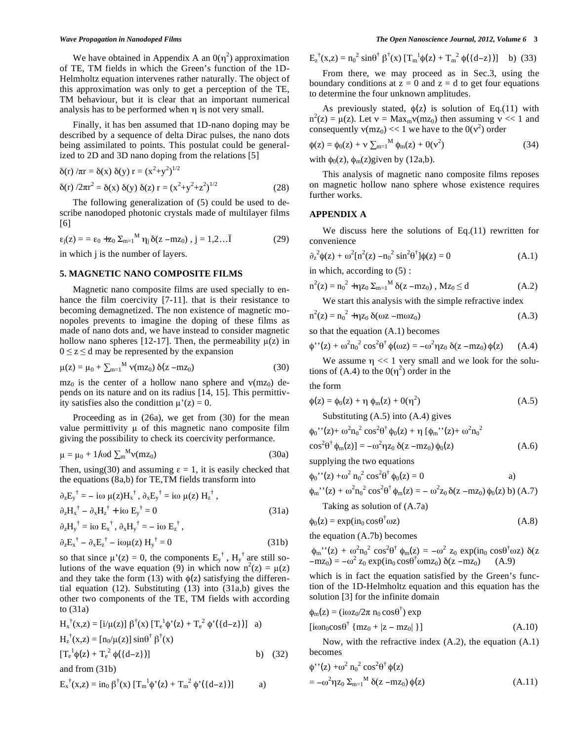We have obtained in Appendix A an $0(\eta^2)$ approximation of TE, TM fields in which the Green's function of the 1D-Helmholtz equation intervenes rather naturally. The object of this approximation was only to get a perception of the TE, TM behaviour, but it is clear that an important numerical analysis has to be performed when $\eta$ is not very small.

Finally, it has ben assumed that 1D-nano doping may be described by a sequence of delta Dirac pulses, the nano dots being assimilated to points. This postulat could be generalized to 2D and 3D nano doping from the relations [5]

$$\delta(r)/\pi r = \delta(x)\,\delta(y)\; r = (x^2+y^2)^{1/2}$$

$$\delta(r)/2\pi r^2 = \delta(x)\,\delta(y)\,\delta(z)\; r = (x^2+y^2+z^2)^{1/2} \tag{28}$$

The following generalization of (5) could be used to describe nanodoped photonic crystals made of multilayer films [6]

$$\varepsilon_j(z) = = \varepsilon_0 + z_0 \Sigma_{m=1}^{M} \eta_j\, \delta(z - mz_0)\,,\; j = 1,2\ldots \text{Ï} \tag{29}$$

in which j is the number of layers.

## 5. MAGNETIC NANO COMPOSITE FILMS

Magnetic nano composite films are used specially to enhance the film coercivity [7-11]. that is their resistance to becoming demagnetized. The non existence of magnetic monopoles prevents to imagine the doping of these films as made of nano dots and, we have instead to consider magnetic hollow nano spheres [12-17]. Then, the permeability $\mu(z)$ in $0 \le z \le d$ may be represented by the expansion

$$\mu(z) = \mu_0 + \textstyle\sum_{m=1}^{M} \nu(mz_0)\, \delta(z - mz_0) \tag{30}$$

$mz_0$ is the center of a hollow nano sphere and $\nu(mz_0)$ depends on its nature and on its radius [14, 15]. This permittivity satisfies also the condittion $\mu'(z) = 0$.

Proceeding as in (26a), we get from (30) for the mean value permittivity $\mu$ of this magnetic nano composite film giving the possibility to check its coercivity performance.

$$\mu = \mu_0 + 1/\omega d \textstyle\sum_m^M \nu(mz_0) \tag{30a}$$

Then, using(30) and assuming $\varepsilon = 1$, it is easily checked that the equations (8a,b) for TE,TM fields transform into

$$\partial_z E_y^{\dagger} = - i\omega\, \mu(z) H_x^{\dagger}\,,\; \partial_x E_y^{\dagger} = i\omega\, \mu(z)\, H_z^{\dagger}\,,$$

$$\partial_z H_x^{\dagger} - \partial_x H_z^{\dagger} + i\omega\, E_y^{\dagger} = 0 \tag{31a}$$

$$\partial_z H_y^{\dagger} = i\omega\, E_x^{\dagger}\,,\; \partial_x H_y^{\dagger} = - i\omega\, E_z^{\dagger}\,,$$

$$\partial_z E_x^{\dagger} - \partial_x E_z^{\dagger} - i\omega \mu(z)\, H_y^{\dagger} = 0 \tag{31b}$$

so that since $\mu'(z) = 0$, the components $E_y^{\dagger}$, $H_y^{\dagger}$ are still solutions of the wave equation (9) in which now $n^2(z) = \mu(z)$ and they take the form (13) with $\phi(z)$ satisfying the differential equation (12). Substituting (13) into (31a,b) gives the other two components of the TE, TM fields with according to (31a)

$$H_x^{\dagger}(x,z) = [i/\mu(z)]\, \beta^{\dagger}(x)\, [T_e^{1}\phi'(z) + T_e^{2}\, \phi'(\{d-z\})] \quad \text{a)}$$

$$H_z^{\dagger}(x,z) = [n_0/\mu(z)] \sin\theta^{\dagger}\, \beta^{\dagger}(x)$$

$$[T_e^{1}\phi(z) + T_e^{2}\, \phi(\{d-z\})] \quad \text{b)} \tag{32}$$

and from (31b)

$$E_x^{\dagger}(x,z) = i n_0\, \beta^{\dagger}(x)\, [T_m^{1}\phi'(z) + T_m^{2}\, \phi'(\{d-z\})] \quad \text{a)}$$

$$E_z^{\dagger}(x,z) = n_0^{2} \sin\theta^{\dagger}\, \beta^{\dagger}(x)\, [T_m^{1}\phi(z) + T_m^{2}\, \phi(\{d-z\})] \quad \text{b)} \tag{33}$$

From there, we may proceed as in Sec.3, using the boundary conditions at $z = 0$ and $z = d$ to get four equations to determine the four unknown amplitudes.

As previously stated, $\phi(z)$ is solution of Eq.(11) with $n^2(z) = \mu(z)$. Let $\nu = \text{Max}_m \nu(mz_0)$ then assuming $\nu << 1$ and consequently $\nu(mz_0) << 1$ we have to the $0(\nu^2)$ order

$$\phi(z) = \phi_0(z) + \nu \textstyle\sum_{m=1}^{M} \phi_m(z) + 0(\nu^2) \tag{34}$$

with $\phi_0(z)$, $\phi_m(z)$given by (12a,b).

This analysis of magnetic nano composite films reposes on magnetic hollow nano sphere whose existence requires further works.

## APPENDIX A

We discuss here the solutions of Eq.(11) rewritten for convenience

$$\partial_z^{2}\phi(z) + \omega^2[n^2(z) - n_0^{2} \sin^2\theta^{\dagger}]\phi(z) = 0 \tag{A.1}$$

in which, according to (5) :

$$n^2(z) = n_0^{2} + \eta z_0 \Sigma_{m=1}^{M} \delta(z - mz_0)\,,\; Mz_0 \le d \tag{A.2}$$

We start this analysis with the simple refractive index

$$n^2(z) = n_0^{2} + \eta z_0\, \delta(\omega z - m\omega z_0) \tag{A.3}$$

so that the equation (A.1) becomes

$$\phi''(z) + \omega^2 n_0^{2} \cos^2\theta^{\dagger}\, \phi(\omega z) = -\omega^2 \eta z_0\, \delta(z - mz_0)\, \phi(z) \tag{A.4}$$

We assume $\eta << 1$ very small and we look for the solutions of (A.4) to the $0(\eta^2)$ order in the

the form

$$\phi(z) = \phi_0(z) + \eta\, \phi_m(z) + 0(\eta^2) \tag{A.5}$$

Substituting (A.5) into (A.4) gives

$$\phi_0''(z) + \omega^2 n_0^{2} \cos^2\theta^{\dagger}\, \phi_0(z) + \eta\, [\phi_m''(z) + \omega^2 n_0^{2} \cos^2\theta^{\dagger}\, \phi_m(z)] = -\omega^2 \eta z_0\, \delta(z - mz_0)\, \phi_0(z) \tag{A.6}$$

supplying the two equations

$$\phi_0''(z) + \omega^2\, n_0^{2} \cos^2\theta^{\dagger}\, \phi_0(z) = 0 \quad \text{a)}$$

$$\phi_m''(z) + \omega^2 n_0^{2} \cos^2\theta^{\dagger}\, \phi_m(z) = -\, \omega^2 z_0\, \delta(z - mz_0)\, \phi_0(z) \quad \text{b)} \tag{A.7}$$

Taking as solution of (A.7a)

$$\phi_0(z) = \exp(i n_0 \cos\theta^{\dagger} \omega z) \tag{A.8}$$

the equation (A.7b) becomes

$$\phi_m''(z) + \omega^2 n_0^{2} \cos^2\theta^{\dagger}\, \phi_m(z) = -\omega^2\, z_0 \exp(i n_0 \cos\theta^{\dagger} \omega z)\, \delta(z - mz_0) = -\omega^2\, z_0 \exp(i n_0 \cos\theta^{\dagger} \omega m z_0)\, \delta(z - mz_0) \tag{A.9}$$

which is in fact the equation satisfied by the Green's function of the 1D-Helmholtz equation and this equation has the solution [3] for the infinite domain

$$\phi_m(z) = (i\omega z_0/2\pi\, n_0 \cos\theta^{\dagger}) \exp$$

$$[i\omega n_0 \cos\theta^{\dagger}\, \{mz_0 + |z - mz_0|\}] \tag{A.10}$$

Now, with the refractive index (A.2), the equation (A.1) becomes

$$\phi''(z) + \omega^2\, n_0^{2} \cos^2\theta^{\dagger}\, \phi(z)$$

$$= -\omega^2 \eta z_0\, \Sigma_{m=1}^{M} \delta(z - mz_0)\, \phi(z) \tag{A.11}$$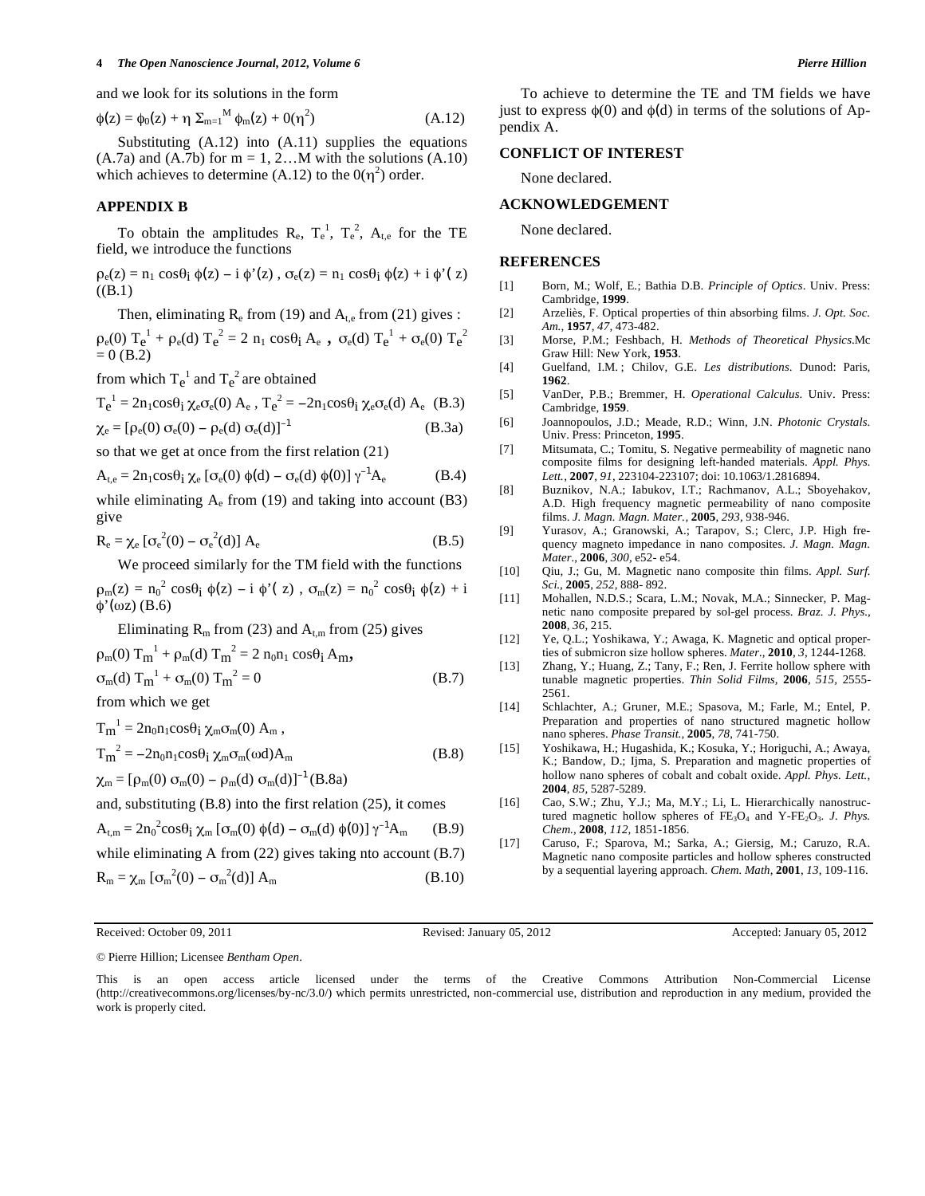and we look for its solutions in the form

$$\phi(z) = \phi_0(z) + \eta\, \Sigma_{m=1}^{M}\, \phi_m(z) + 0(\eta^2) \qquad \text{(A.12)}$$

Substituting (A.12) into (A.11) supplies the equations (A.7a) and (A.7b) for m = 1, 2…M with the solutions (A.10) which achieves to determine (A.12) to the $0(\eta^2)$ order.

## APPENDIX B

To obtain the amplitudes $R_e$, $T_e^1$, $T_e^2$, $A_{t,e}$ for the TE field, we introduce the functions

$$\rho_e(z) = n_1 \cos\theta_i\, \phi(z) - i\, \phi'(z)\,,\ \sigma_e(z) = n_1 \cos\theta_i\, \phi(z) + i\, \phi'(z) \qquad \text{((B.1)}$$

Then, eliminating $R_e$ from (19) and $A_{t,e}$ from (21) gives :

$$\rho_e(0)\, T_e^1 + \rho_e(d)\, T_e^2 = 2\, n_1 \cos\theta_i\, A_e\ ,\ \sigma_e(d)\, T_e^1 + \sigma_e(0)\, T_e^2 = 0 \qquad \text{(B.2)}$$

from which $T_e^1$ and $T_e^2$ are obtained

$$T_e^1 = 2n_1\cos\theta_i\, \chi_e\sigma_e(0)\, A_e\ ,\ T_e^2 = -2n_1\cos\theta_i\, \chi_e\sigma_e(d)\, A_e \qquad \text{(B.3)}$$

$$\chi_e = [\rho_e(0)\, \sigma_e(0) - \rho_e(d)\, \sigma_e(d)]^{-1} \qquad \text{(B.3a)}$$

so that we get at once from the first relation (21)

$$A_{t,e} = 2n_1\cos\theta_i\, \chi_e\, [\sigma_e(0)\, \phi(d) - \sigma_e(d)\, \phi(0)]\, \gamma^{-1} A_e \qquad \text{(B.4)}$$

while eliminating $A_e$ from (19) and taking into account (B3) give

$$R_e = \chi_e\, [\sigma_e^2(0) - \sigma_e^2(d)]\, A_e \qquad \text{(B.5)}$$

We proceed similarly for the TM field with the functions

$$\rho_m(z) = n_0^2 \cos\theta_i\, \phi(z) - i\, \phi'(z)\,,\ \sigma_m(z) = n_0^2 \cos\theta_i\, \phi(z) + i\, \phi'(\omega z) \qquad \text{(B.6)}$$

Eliminating $R_m$ from (23) and $A_{t,m}$ from (25) gives

$$\rho_m(0)\, T_m^1 + \rho_m(d)\, T_m^2 = 2\, n_0 n_1 \cos\theta_i\, A_m,$$

$$\sigma_m(d)\, T_m^1 + \sigma_m(0)\, T_m^2 = 0 \qquad \text{(B.7)}$$

from which we get

$$T_m^1 = 2n_0n_1\cos\theta_i\, \chi_m\sigma_m(0)\, A_m\ ,$$

$$T_m^2 = -2n_0n_1\cos\theta_i\, \chi_m\sigma_m(\omega d)A_m \qquad \text{(B.8)}$$

$$\chi_m = [\rho_m(0)\, \sigma_m(0) - \rho_m(d)\, \sigma_m(d)]^{-1} \qquad \text{(B.8a)}$$

and, substituting (B.8) into the first relation (25), it comes

$$A_{t,m} = 2n_0^2\cos\theta_i\, \chi_m\, [\sigma_m(0)\, \phi(d) - \sigma_m(d)\, \phi(0)]\, \gamma^{-1} A_m \qquad \text{(B.9)}$$

while eliminating A from (22) gives taking nto account (B.7)

$$R_m = \chi_m\, [\sigma_m^2(0) - \sigma_m^2(d)]\, A_m \qquad \text{(B.10)}$$

To achieve to determine the TE and TM fields we have just to express $\phi(0)$ and $\phi(d)$ in terms of the solutions of Appendix A.

## CONFLICT OF INTEREST

None declared.

## ACKNOWLEDGEMENT

None declared.

## REFERENCES

[1] Born, M.; Wolf, E.; Bathia D.B. *Principle of Optics*. Univ. Press: Cambridge, **1999**.

[2] Arzeliès, F. Optical properties of thin absorbing films. *J. Opt. Soc. Am.*, **1957**, *47*, 473-482.

[3] Morse, P.M.; Feshbach, H. *Methods of Theoretical Physics*.Mc Graw Hill: New York, **1953**.

[4] Guelfand, I.M. ; Chilov, G.E. *Les distributions*. Dunod: Paris, **1962**.

[5] VanDer, P.B.; Bremmer, H. *Operational Calculus*. Univ. Press: Cambridge, **1959**.

[6] Joannopoulos, J.D.; Meade, R.D.; Winn, J.N. *Photonic Crystals*. Univ. Press: Princeton, **1995**.

[7] Mitsumata, C.; Tomitu, S. Negative permeability of magnetic nano composite films for designing left-handed materials. *Appl. Phys. Lett.*, **2007**, *91*, 223104-223107; doi: 10.1063/1.2816894.

[8] Buznikov, N.A.; Iabukov, I.T.; Rachmanov, A.L.; Sboyehakov, A.D. High frequency magnetic permeability of nano composite films. *J. Magn. Magn. Mater.*, **2005**, *293*, 938-946.

[9] Yurasov, A.; Granowski, A.; Tarapov, S.; Clerc, J.P. High frequency magneto impedance in nano composites. *J. Magn. Magn. Mater.*, **2006**, *300*, e52- e54.

[10] Qiu, J.; Gu, M. Magnetic nano composite thin films. *Appl. Surf. Sci.*, **2005**, *252*, 888- 892.

[11] Mohallen, N.D.S.; Scara, L.M.; Novak, M.A.; Sinnecker, P. Magnetic nano composite prepared by sol-gel process. *Braz. J. Phys.*, **2008**, *36*, 215.

[12] Ye, Q.L.; Yoshikawa, Y.; Awaga, K. Magnetic and optical properties of submicron size hollow spheres. *Mater.*, **2010**, *3*, 1244-1268.

[13] Zhang, Y.; Huang, Z.; Tany, F.; Ren, J. Ferrite hollow sphere with tunable magnetic properties. *Thin Solid Films*, **2006**, *515*, 2555-2561.

[14] Schlachter, A.; Gruner, M.E.; Spasova, M.; Farle, M.; Entel, P. Preparation and properties of nano structured magnetic hollow nano spheres. *Phase Transit.*, **2005**, *78*, 741-750.

[15] Yoshikawa, H.; Hugashida, K.; Kosuka, Y.; Horiguchi, A.; Awaya, K.; Bandow, D.; Ijma, S. Preparation and magnetic properties of hollow nano spheres of cobalt and cobalt oxide. *Appl. Phys. Lett.*, **2004**, *85*, 5287-5289.

[16] Cao, S.W.; Zhu, Y.J.; Ma, M.Y.; Li, L. Hierarchically nanostructured magnetic hollow spheres of $FE_3O_4$ and Y-$FE_2O_3$. *J. Phys. Chem.*, **2008**, *112*, 1851-1856.

[17] Caruso, F.; Sparova, M.; Sarka, A.; Giersig, M.; Caruzo, R.A. Magnetic nano composite particles and hollow spheres constructed by a sequential layering approach. *Chem. Math*, **2001**, *13*, 109-116.

Received: October 09, 2011 Revised: January 05, 2012 Accepted: January 05, 2012

© Pierre Hillion; Licensee *Bentham Open*.

This is an open access article licensed under the terms of the Creative Commons Attribution Non-Commercial License (http://creativecommons.org/licenses/by-nc/3.0/) which permits unrestricted, non-commercial use, distribution and reproduction in any medium, provided the work is properly cited.